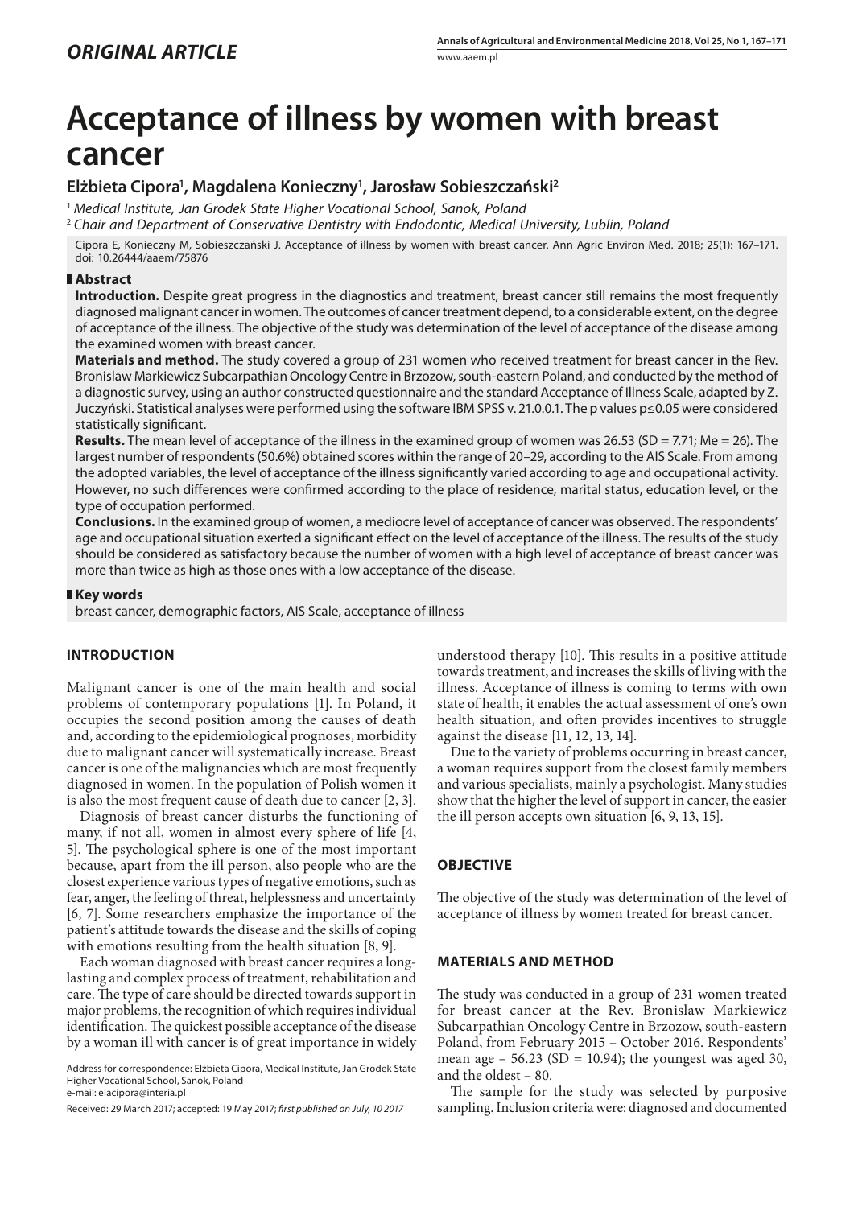*ORIGINAL ARTICLE*

# Acceptance of illness by women with breast cancer

**Elżbieta Cipora[1], Magdalena Konieczny[1], Jarosław Sobieszczański[2]**

[1] *Medical Institute, Jan Grodek State Higher Vocational School, Sanok, Poland*

[2] *Chair and Department of Conservative Dentistry with Endodontic, Medical University, Lublin, Poland*

Cipora E, Konieczny M, Sobieszczański J. Acceptance of illness by women with breast cancer. Ann Agric Environ Med. 2018; 25(1): 167–171. doi: 10.26444/aaem/75876

## Abstract

**Introduction.** Despite great progress in the diagnostics and treatment, breast cancer still remains the most frequently diagnosed malignant cancer in women. The outcomes of cancer treatment depend, to a considerable extent, on the degree of acceptance of the illness. The objective of the study was determination of the level of acceptance of the disease among the examined women with breast cancer.

**Materials and method.** The study covered a group of 231 women who received treatment for breast cancer in the Rev. Bronislaw Markiewicz Subcarpathian Oncology Centre in Brzozow, south-eastern Poland, and conducted by the method of a diagnostic survey, using an author constructed questionnaire and the standard Acceptance of Illness Scale, adapted by Z. Juczyński. Statistical analyses were performed using the software IBM SPSS v. 21.0.0.1. The p values p≤0.05 were considered statistically significant.

**Results.** The mean level of acceptance of the illness in the examined group of women was 26.53 (SD = 7.71; Me = 26). The largest number of respondents (50.6%) obtained scores within the range of 20–29, according to the AIS Scale. From among the adopted variables, the level of acceptance of the illness significantly varied according to age and occupational activity. However, no such differences were confirmed according to the place of residence, marital status, education level, or the type of occupation performed.

**Conclusions.** In the examined group of women, a mediocre level of acceptance of cancer was observed. The respondents' age and occupational situation exerted a significant effect on the level of acceptance of the illness. The results of the study should be considered as satisfactory because the number of women with a high level of acceptance of breast cancer was more than twice as high as those ones with a low acceptance of the disease.

## Key words

breast cancer, demographic factors, AIS Scale, acceptance of illness

## INTRODUCTION

Malignant cancer is one of the main health and social problems of contemporary populations [1]. In Poland, it occupies the second position among the causes of death and, according to the epidemiological prognoses, morbidity due to malignant cancer will systematically increase. Breast cancer is one of the malignancies which are most frequently diagnosed in women. In the population of Polish women it is also the most frequent cause of death due to cancer [2, 3].

Diagnosis of breast cancer disturbs the functioning of many, if not all, women in almost every sphere of life [4, 5]. The psychological sphere is one of the most important because, apart from the ill person, also people who are the closest experience various types of negative emotions, such as fear, anger, the feeling of threat, helplessness and uncertainty [6, 7]. Some researchers emphasize the importance of the patient's attitude towards the disease and the skills of coping with emotions resulting from the health situation [8, 9].

Each woman diagnosed with breast cancer requires a long-lasting and complex process of treatment, rehabilitation and care. The type of care should be directed towards support in major problems, the recognition of which requires individual identification. The quickest possible acceptance of the disease by a woman ill with cancer is of great importance in widely understood therapy [10]. This results in a positive attitude towards treatment, and increases the skills of living with the illness. Acceptance of illness is coming to terms with own state of health, it enables the actual assessment of one's own health situation, and often provides incentives to struggle against the disease [11, 12, 13, 14].

Due to the variety of problems occurring in breast cancer, a woman requires support from the closest family members and various specialists, mainly a psychologist. Many studies show that the higher the level of support in cancer, the easier the ill person accepts own situation [6, 9, 13, 15].

## OBJECTIVE

The objective of the study was determination of the level of acceptance of illness by women treated for breast cancer.

## MATERIALS AND METHOD

The study was conducted in a group of 231 women treated for breast cancer at the Rev. Bronislaw Markiewicz Subcarpathian Oncology Centre in Brzozow, south-eastern Poland, from February 2015 – October 2016. Respondents' mean age – 56.23 (SD = 10.94); the youngest was aged 30, and the oldest – 80.

The sample for the study was selected by purposive sampling. Inclusion criteria were: diagnosed and documented

Address for correspondence: Elżbieta Cipora, Medical Institute, Jan Grodek State Higher Vocational School, Sanok, Poland
e-mail: elacipora@interia.pl

Received: 29 March 2017; accepted: 19 May 2017; *first published on July, 10 2017*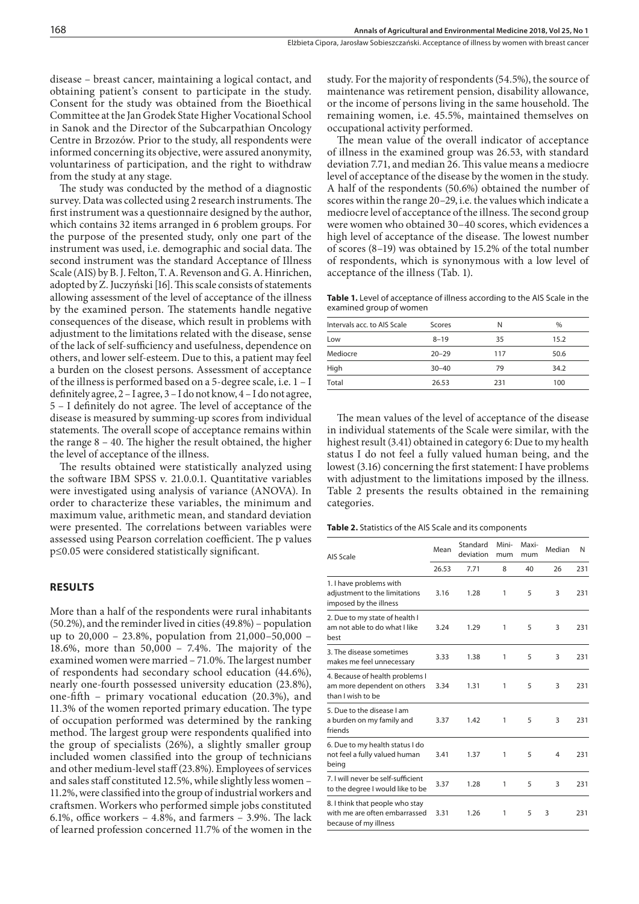disease – breast cancer, maintaining a logical contact, and obtaining patient's consent to participate in the study. Consent for the study was obtained from the Bioethical Committee at the Jan Grodek State Higher Vocational School in Sanok and the Director of the Subcarpathian Oncology Centre in Brzozów. Prior to the study, all respondents were informed concerning its objective, were assured anonymity, voluntariness of participation, and the right to withdraw from the study at any stage.

The study was conducted by the method of a diagnostic survey. Data was collected using 2 research instruments. The first instrument was a questionnaire designed by the author, which contains 32 items arranged in 6 problem groups. For the purpose of the presented study, only one part of the instrument was used, i.e. demographic and social data. The second instrument was the standard Acceptance of Illness Scale (AIS) by B. J. Felton, T. A. Revenson and G. A. Hinrichen, adopted by Z. Juczyński [16]. This scale consists of statements allowing assessment of the level of acceptance of the illness by the examined person. The statements handle negative consequences of the disease, which result in problems with adjustment to the limitations related with the disease, sense of the lack of self-sufficiency and usefulness, dependence on others, and lower self-esteem. Due to this, a patient may feel a burden on the closest persons. Assessment of acceptance of the illness is performed based on a 5-degree scale, i.e. 1 – I definitely agree, 2 – I agree, 3 – I do not know, 4 – I do not agree, 5 – I definitely do not agree. The level of acceptance of the disease is measured by summing-up scores from individual statements. The overall scope of acceptance remains within the range 8 – 40. The higher the result obtained, the higher the level of acceptance of the illness.

The results obtained were statistically analyzed using the software IBM SPSS v. 21.0.0.1. Quantitative variables were investigated using analysis of variance (ANOVA). In order to characterize these variables, the minimum and maximum value, arithmetic mean, and standard deviation were presented. The correlations between variables were assessed using Pearson correlation coefficient. The p values $p \leq 0.05$ were considered statistically significant.

## RESULTS

More than a half of the respondents were rural inhabitants (50.2%), and the reminder lived in cities (49.8%) – population up to 20,000 – 23.8%, population from 21,000–50,000 – 18.6%, more than 50,000 – 7.4%. The majority of the examined women were married – 71.0%. The largest number of respondents had secondary school education (44.6%), nearly one-fourth possessed university education (23.8%), one-fifth – primary vocational education (20.3%), and 11.3% of the women reported primary education. The type of occupation performed was determined by the ranking method. The largest group were respondents qualified into the group of specialists (26%), a slightly smaller group included women classified into the group of technicians and other medium-level staff (23.8%). Employees of services and sales staff constituted 12.5%, while slightly less women – 11.2%, were classified into the group of industrial workers and craftsmen. Workers who performed simple jobs constituted 6.1%, office workers – 4.8%, and farmers – 3.9%. The lack of learned profession concerned 11.7% of the women in the study. For the majority of respondents (54.5%), the source of maintenance was retirement pension, disability allowance, or the income of persons living in the same household. The remaining women, i.e. 45.5%, maintained themselves on occupational activity performed.

The mean value of the overall indicator of acceptance of illness in the examined group was 26.53, with standard deviation 7.71, and median 26. This value means a mediocre level of acceptance of the disease by the women in the study. A half of the respondents (50.6%) obtained the number of scores within the range 20–29, i.e. the values which indicate a mediocre level of acceptance of the illness. The second group were women who obtained 30–40 scores, which evidences a high level of acceptance of the disease. The lowest number of scores (8–19) was obtained by 15.2% of the total number of respondents, which is synonymous with a low level of acceptance of the illness (Tab. 1).

**Table 1.** Level of acceptance of illness according to the AIS Scale in the examined group of women

| Intervals acc. to AIS Scale | Scores | N | % |
|---|---|---|---|
| Low | 8–19 | 35 | 15.2 |
| Mediocre | 20–29 | 117 | 50.6 |
| High | 30–40 | 79 | 34.2 |
| Total | 26.53 | 231 | 100 |

The mean values of the level of acceptance of the disease in individual statements of the Scale were similar, with the highest result (3.41) obtained in category 6: Due to my health status I do not feel a fully valued human being, and the lowest (3.16) concerning the first statement: I have problems with adjustment to the limitations imposed by the illness. Table 2 presents the results obtained in the remaining categories.

**Table 2.** Statistics of the AIS Scale and its components

| AIS Scale | Mean | Standard deviation | Minimum | Maximum | Median | N |
|---|---|---|---|---|---|---|
| | 26.53 | 7.71 | 8 | 40 | 26 | 231 |
| 1. I have problems with adjustment to the limitations imposed by the illness | 3.16 | 1.28 | 1 | 5 | 3 | 231 |
| 2. Due to my state of health I am not able to do what I like best | 3.24 | 1.29 | 1 | 5 | 3 | 231 |
| 3. The disease sometimes makes me feel unnecessary | 3.33 | 1.38 | 1 | 5 | 3 | 231 |
| 4. Because of health problems I am more dependent on others than I wish to be | 3.34 | 1.31 | 1 | 5 | 3 | 231 |
| 5. Due to the disease I am a burden on my family and friends | 3.37 | 1.42 | 1 | 5 | 3 | 231 |
| 6. Due to my health status I do not feel a fully valued human being | 3.41 | 1.37 | 1 | 5 | 4 | 231 |
| 7. I will never be self-sufficient to the degree I would like to be | 3.37 | 1.28 | 1 | 5 | 3 | 231 |
| 8. I think that people who stay with me are often embarrassed because of my illness | 3.31 | 1.26 | 1 | 5 | 3 | 231 |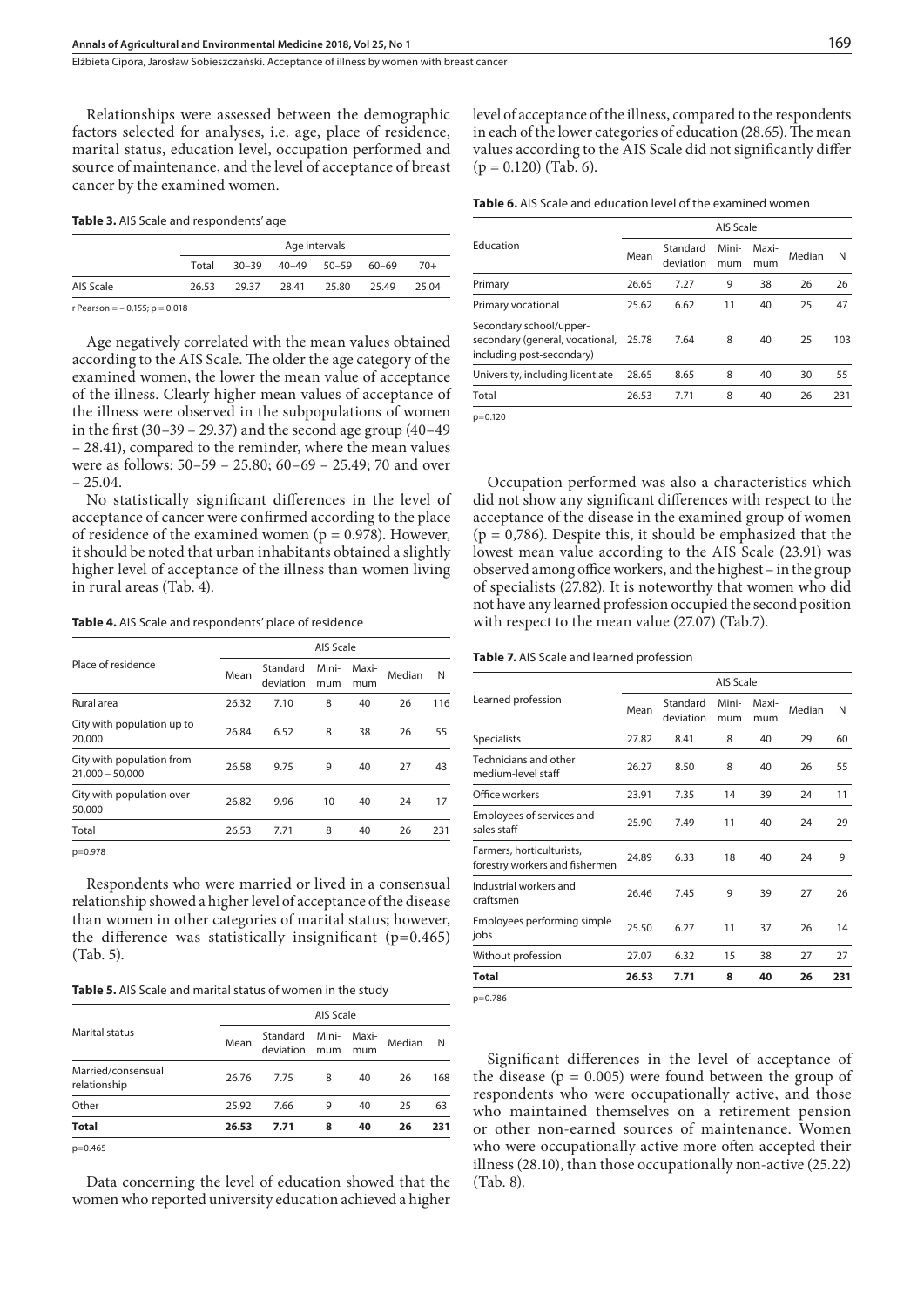Relationships were assessed between the demographic factors selected for analyses, i.e. age, place of residence, marital status, education level, occupation performed and source of maintenance, and the level of acceptance of breast cancer by the examined women.

**Table 3.** AIS Scale and respondents' age

| | Age intervals | | | | | |
|---|---|---|---|---|---|---|
| | Total | 30–39 | 40–49 | 50–59 | 60–69 | 70+ |
| AIS Scale | 26.53 | 29.37 | 28.41 | 25.80 | 25.49 | 25.04 |

r Pearson = – 0.155; p = 0.018

Age negatively correlated with the mean values obtained according to the AIS Scale. The older the age category of the examined women, the lower the mean value of acceptance of the illness. Clearly higher mean values of acceptance of the illness were observed in the subpopulations of women in the first (30–39 – 29.37) and the second age group (40–49 – 28.41), compared to the reminder, where the mean values were as follows: 50–59 – 25.80; 60–69 – 25.49; 70 and over – 25.04.

No statistically significant differences in the level of acceptance of cancer were confirmed according to the place of residence of the examined women (p = 0.978). However, it should be noted that urban inhabitants obtained a slightly higher level of acceptance of the illness than women living in rural areas (Tab. 4).

**Table 4.** AIS Scale and respondents' place of residence

| Place of residence | AIS Scale | | | | | |
|---|---|---|---|---|---|---|
| | Mean | Standard deviation | Minimum | Maximum | Median | N |
| Rural area | 26.32 | 7.10 | 8 | 40 | 26 | 116 |
| City with population up to 20,000 | 26.84 | 6.52 | 8 | 38 | 26 | 55 |
| City with population from 21,000 – 50,000 | 26.58 | 9.75 | 9 | 40 | 27 | 43 |
| City with population over 50,000 | 26.82 | 9.96 | 10 | 40 | 24 | 17 |
| Total | 26.53 | 7.71 | 8 | 40 | 26 | 231 |

p=0.978

Respondents who were married or lived in a consensual relationship showed a higher level of acceptance of the disease than women in other categories of marital status; however, the difference was statistically insignificant (p=0.465) (Tab. 5).

**Table 5.** AIS Scale and marital status of women in the study

| Marital status | AIS Scale | | | | | |
|---|---|---|---|---|---|---|
| | Mean | Standard deviation | Minimum | Maximum | Median | N |
| Married/consensual relationship | 26.76 | 7.75 | 8 | 40 | 26 | 168 |
| Other | 25.92 | 7.66 | 9 | 40 | 25 | 63 |
| **Total** | **26.53** | **7.71** | **8** | **40** | **26** | **231** |

p=0.465

Data concerning the level of education showed that the women who reported university education achieved a higher level of acceptance of the illness, compared to the respondents in each of the lower categories of education (28.65). The mean values according to the AIS Scale did not significantly differ (p = 0.120) (Tab. 6).

**Table 6.** AIS Scale and education level of the examined women

| Education | AIS Scale | | | | | |
|---|---|---|---|---|---|---|
| | Mean | Standard deviation | Minimum | Maximum | Median | N |
| Primary | 26.65 | 7.27 | 9 | 38 | 26 | 26 |
| Primary vocational | 25.62 | 6.62 | 11 | 40 | 25 | 47 |
| Secondary school/upper-secondary (general, vocational, including post-secondary) | 25.78 | 7.64 | 8 | 40 | 25 | 103 |
| University, including licentiate | 28.65 | 8.65 | 8 | 40 | 30 | 55 |
| Total | 26.53 | 7.71 | 8 | 40 | 26 | 231 |

p=0.120

Occupation performed was also a characteristics which did not show any significant differences with respect to the acceptance of the disease in the examined group of women (p = 0,786). Despite this, it should be emphasized that the lowest mean value according to the AIS Scale (23.91) was observed among office workers, and the highest – in the group of specialists (27.82). It is noteworthy that women who did not have any learned profession occupied the second position with respect to the mean value (27.07) (Tab.7).

**Table 7.** AIS Scale and learned profession

| Learned profession | AIS Scale | | | | | |
|---|---|---|---|---|---|---|
| | Mean | Standard deviation | Minimum | Maximum | Median | N |
| Specialists | 27.82 | 8.41 | 8 | 40 | 29 | 60 |
| Technicians and other medium-level staff | 26.27 | 8.50 | 8 | 40 | 26 | 55 |
| Office workers | 23.91 | 7.35 | 14 | 39 | 24 | 11 |
| Employees of services and sales staff | 25.90 | 7.49 | 11 | 40 | 24 | 29 |
| Farmers, horticulturists, forestry workers and fishermen | 24.89 | 6.33 | 18 | 40 | 24 | 9 |
| Industrial workers and craftsmen | 26.46 | 7.45 | 9 | 39 | 27 | 26 |
| Employees performing simple jobs | 25.50 | 6.27 | 11 | 37 | 26 | 14 |
| Without profession | 27.07 | 6.32 | 15 | 38 | 27 | 27 |
| **Total** | **26.53** | **7.71** | **8** | **40** | **26** | **231** |

p=0.786

Significant differences in the level of acceptance of the disease (p = 0.005) were found between the group of respondents who were occupationally active, and those who maintained themselves on a retirement pension or other non-earned sources of maintenance. Women who were occupationally active more often accepted their illness (28.10), than those occupationally non-active (25.22) (Tab. 8).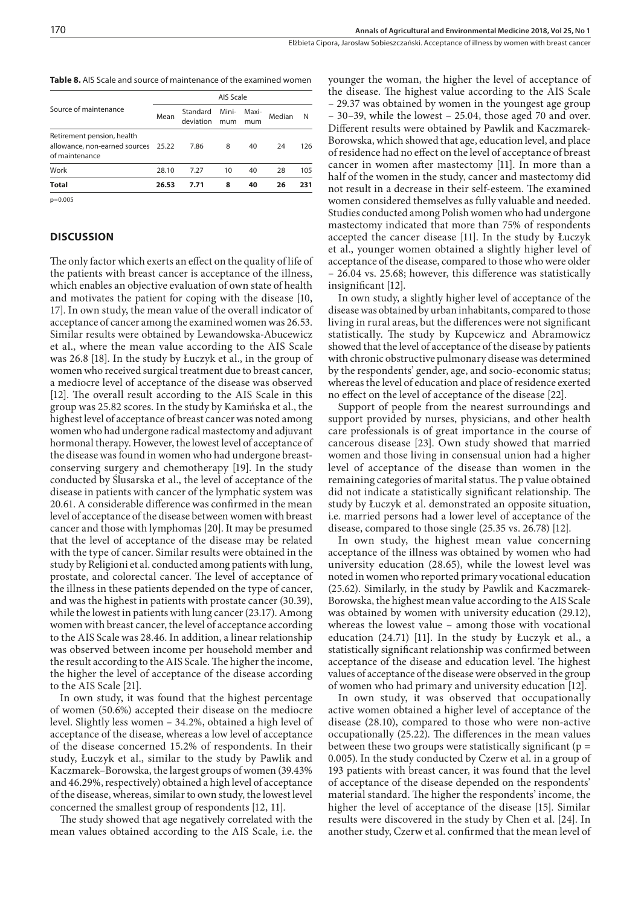**Table 8.** AIS Scale and source of maintenance of the examined women

| Source of maintenance | AIS Scale | | | | | |
|---|---|---|---|---|---|---|
| | Mean | Standard deviation | Minimum | Maximum | Median | N |
| Retirement pension, health allowance, non-earned sources of maintenance | 25.22 | 7.86 | 8 | 40 | 24 | 126 |
| Work | 28.10 | 7.27 | 10 | 40 | 28 | 105 |
| **Total** | **26.53** | **7.71** | **8** | **40** | **26** | **231** |

p=0.005

## DISCUSSION

The only factor which exerts an effect on the quality of life of the patients with breast cancer is acceptance of the illness, which enables an objective evaluation of own state of health and motivates the patient for coping with the disease [10, 17]. In own study, the mean value of the overall indicator of acceptance of cancer among the examined women was 26.53. Similar results were obtained by Lewandowska-Abucewicz et al., where the mean value according to the AIS Scale was 26.8 [18]. In the study by Łuczyk et al., in the group of women who received surgical treatment due to breast cancer, a mediocre level of acceptance of the disease was observed [12]. The overall result according to the AIS Scale in this group was 25.82 scores. In the study by Kamińska et al., the highest level of acceptance of breast cancer was noted among women who had undergone radical mastectomy and adjuvant hormonal therapy. However, the lowest level of acceptance of the disease was found in women who had undergone breast-conserving surgery and chemotherapy [19]. In the study conducted by Ślusarska et al., the level of acceptance of the disease in patients with cancer of the lymphatic system was 20.61. A considerable difference was confirmed in the mean level of acceptance of the disease between women with breast cancer and those with lymphomas [20]. It may be presumed that the level of acceptance of the disease may be related with the type of cancer. Similar results were obtained in the study by Religioni et al. conducted among patients with lung, prostate, and colorectal cancer. The level of acceptance of the illness in these patients depended on the type of cancer, and was the highest in patients with prostate cancer (30.39), while the lowest in patients with lung cancer (23.17). Among women with breast cancer, the level of acceptance according to the AIS Scale was 28.46. In addition, a linear relationship was observed between income per household member and the result according to the AIS Scale. The higher the income, the higher the level of acceptance of the disease according to the AIS Scale [21].

In own study, it was found that the highest percentage of women (50.6%) accepted their disease on the mediocre level. Slightly less women – 34.2%, obtained a high level of acceptance of the disease, whereas a low level of acceptance of the disease concerned 15.2% of respondents. In their study, Łuczyk et al., similar to the study by Pawlik and Kaczmarek–Borowska, the largest groups of women (39.43% and 46.29%, respectively) obtained a high level of acceptance of the disease, whereas, similar to own study, the lowest level concerned the smallest group of respondents [12, 11].

The study showed that age negatively correlated with the mean values obtained according to the AIS Scale, i.e. the younger the woman, the higher the level of acceptance of the disease. The highest value according to the AIS Scale – 29.37 was obtained by women in the youngest age group – 30–39, while the lowest – 25.04, those aged 70 and over. Different results were obtained by Pawlik and Kaczmarek-Borowska, which showed that age, education level, and place of residence had no effect on the level of acceptance of breast cancer in women after mastectomy [11]. In more than a half of the women in the study, cancer and mastectomy did not result in a decrease in their self-esteem. The examined women considered themselves as fully valuable and needed. Studies conducted among Polish women who had undergone mastectomy indicated that more than 75% of respondents accepted the cancer disease [11]. In the study by Łuczyk et al., younger women obtained a slightly higher level of acceptance of the disease, compared to those who were older – 26.04 vs. 25.68; however, this difference was statistically insignificant [12].

In own study, a slightly higher level of acceptance of the disease was obtained by urban inhabitants, compared to those living in rural areas, but the differences were not significant statistically. The study by Kupcewicz and Abramowicz showed that the level of acceptance of the disease by patients with chronic obstructive pulmonary disease was determined by the respondents' gender, age, and socio-economic status; whereas the level of education and place of residence exerted no effect on the level of acceptance of the disease [22].

Support of people from the nearest surroundings and support provided by nurses, physicians, and other health care professionals is of great importance in the course of cancerous disease [23]. Own study showed that married women and those living in consensual union had a higher level of acceptance of the disease than women in the remaining categories of marital status. The p value obtained did not indicate a statistically significant relationship. The study by Łuczyk et al. demonstrated an opposite situation, i.e. married persons had a lower level of acceptance of the disease, compared to those single (25.35 vs. 26.78) [12].

In own study, the highest mean value concerning acceptance of the illness was obtained by women who had university education (28.65), while the lowest level was noted in women who reported primary vocational education (25.62). Similarly, in the study by Pawlik and Kaczmarek-Borowska, the highest mean value according to the AIS Scale was obtained by women with university education (29.12), whereas the lowest value – among those with vocational education (24.71) [11]. In the study by Łuczyk et al., a statistically significant relationship was confirmed between acceptance of the disease and education level. The highest values of acceptance of the disease were observed in the group of women who had primary and university education [12].

In own study, it was observed that occupationally active women obtained a higher level of acceptance of the disease (28.10), compared to those who were non-active occupationally (25.22). The differences in the mean values between these two groups were statistically significant ($p = 0.005$). In the study conducted by Czerw et al. in a group of 193 patients with breast cancer, it was found that the level of acceptance of the disease depended on the respondents' material standard. The higher the respondents' income, the higher the level of acceptance of the disease [15]. Similar results were discovered in the study by Chen et al. [24]. In another study, Czerw et al. confirmed that the mean level of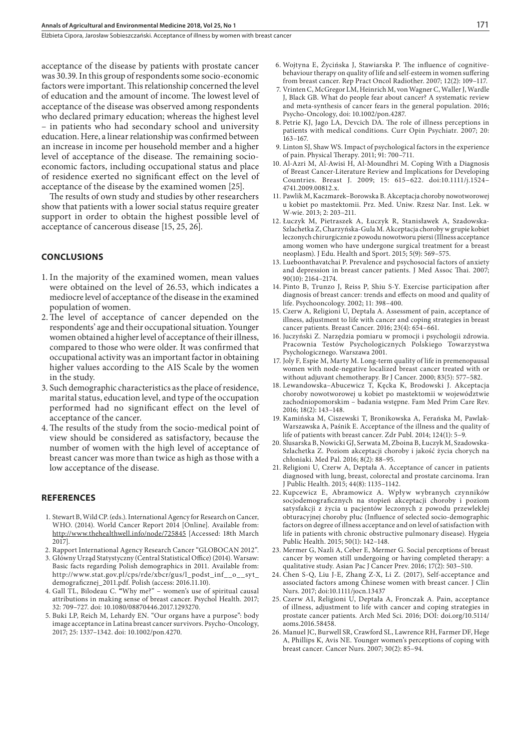acceptance of the disease by patients with prostate cancer was 30.39. In this group of respondents some socio-economic factors were important. This relationship concerned the level of education and the amount of income. The lowest level of acceptance of the disease was observed among respondents who declared primary education; whereas the highest level – in patients who had secondary school and university education. Here, a linear relationship was confirmed between an increase in income per household member and a higher level of acceptance of the disease. The remaining socio-economic factors, including occupational status and place of residence exerted no significant effect on the level of acceptance of the disease by the examined women [25].

The results of own study and studies by other researchers show that patients with a lower social status require greater support in order to obtain the highest possible level of acceptance of cancerous disease [15, 25, 26].

## CONCLUSIONS

1. In the majority of the examined women, mean values were obtained on the level of 26.53, which indicates a mediocre level of acceptance of the disease in the examined population of women.
2. The level of acceptance of cancer depended on the respondents' age and their occupational situation. Younger women obtained a higher level of acceptance of their illness, compared to those who were older. It was confirmed that occupational activity was an important factor in obtaining higher values according to the AIS Scale by the women in the study.
3. Such demographic characteristics as the place of residence, marital status, education level, and type of the occupation performed had no significant effect on the level of acceptance of the cancer.
4. The results of the study from the socio-medical point of view should be considered as satisfactory, because the number of women with the high level of acceptance of breast cancer was more than twice as high as those with a low acceptance of the disease.

## REFERENCES

1. Stewart B, Wild CP. (eds.). International Agency for Research on Cancer, WHO. (2014). World Cancer Report 2014 [Online]. Available from: http://www.thehealthwell.info/node/725845 [Accessed: 18th March 2017].
2. Rapport International Agency Research Cancer "GLOBOCAN 2012".
3. Główny Urząd Statystyczny (Central Statistical Office) (2014). Warsaw: Basic facts regarding Polish demographics in 2011. Available from: http://www.stat.gov.pl/cps/rde/xbcr/gus/l_podst_inf__o__syt_demograficznej_2011.pdf. Polish (access: 2016.11.10).
4. Gall TL, Bilodeau C. "Why me?" – women's use of spiritual causal attributions in making sense of breast cancer. Psychol Health. 2017; 32: 709–727. doi: 10.1080/08870446.2017.1293270.
5. Buki LP, Reich M, Lehardy EN. "Our organs have a purpose": body image acceptance in Latina breast cancer survivors. Psycho-Oncology, 2017; 25: 1337–1342. doi: 10.1002/pon.4270.
6. Wojtyna E, Życińska J, Stawiarska P. The influence of cognitive-behaviour therapy on quality of life and self-esteem in women suffering from breast cancer. Rep Pract Oncol Radiother. 2007; 12(2): 109–117.
7. Vrinten C, McGregor LM, Heinrich M, von Wagner C, Waller J, Wardle J, Black GB. What do people fear about cancer? A systematic review and meta-synthesis of cancer fears in the general population. 2016; Psycho-Oncology, doi: 10.1002/pon.4287.
8. Petrie KJ, Jago LA, Devcich DA. The role of illness perceptions in patients with medical conditions. Curr Opin Psychiatr. 2007; 20: 163–167.
9. Linton SJ, Shaw WS. Impact of psychological factors in the experience of pain. Physical Therapy. 2011; 91: 700–711.
10. Al-Azri M, Al-Awisi H, Al-Moundhri M. Coping With a Diagnosis of Breast Cancer-Literature Review and Implications for Developing Countries. Breast J. 2009; 15: 615–622. doi:10.1111/j.1524–4741.2009.00812.x.
11. Pawlik M, Kaczmarek–Borowska B. Akceptacja choroby nowotworowej u kobiet po mastektomii. Prz. Med. Uniw. Rzesz Nar. Inst. Lek. w W-wie. 2013; 2: 203–211.
12. Łuczyk M, Pietraszek A, Łuczyk R, Stanisławek A, Szadowska-Szlachetka Z, Charzyńska-Gula M. Akceptacja choroby w grupie kobiet leczonych chirurgicznie z powodu nowotworu piersi (Illness acceptance among women who have undergone surgical treatment for a breast neoplasm). J Edu. Health and Sport. 2015; 5(9): 569–575.
13. Lueboonthavatchai P. Prevalence and psychosocial factors of anxiety and depression in breast cancer patients. J Med Assoc Thai. 2007; 90(10): 2164–2174.
14. Pinto B, Trunzo J, Reiss P, Shiu S-Y. Exercise participation after diagnosis of breast cancer: trends and effects on mood and quality of life. Psychooncology. 2002; 11: 398–400.
15. Czerw A, Religioni U, Deptała A. Assessment of pain, acceptance of illness, adjustment to life with cancer and coping strategies in breast cancer patients. Breast Cancer. 2016; 23(4): 654–661.
16. Juczyński Z. Narzędzia pomiaru w promocji i psychologii zdrowia. Pracownia Testów Psychologicznych Polskiego Towarzystwa Psychologicznego. Warszawa 2001.
17. Joly F, Espie M, Marty M. Long-term quality of life in premenopausal women with node-negative localized breast cancer treated with or without adjuvant chemotherapy. Br J Cancer. 2000; 83(5): 577–582.
18. Lewandowska–Abucewicz T, Kęcka K, Brodowski J. Akceptacja choroby nowotworowej u kobiet po mastektomii w województwie zachodniopomorskim – badania wstępne. Fam Med Prim Care Rev. 2016; 18(2): 143–148.
19. Kamińska M, Ciszewski T, Bronikowska A, Ferańska M, Pawlak-Warszawska A, Paśnik E. Acceptance of the illness and the quality of life of patients with breast cancer. Zdr Publ. 2014; 124(1): 5–9.
20. Ślusarska B, Nowicki GJ, Serwata M, Zboina B, Łuczyk M, Szadowska-Szlachetka Z. Poziom akceptacji choroby i jakość życia chorych na chłoniaki. Med Pal. 2016; 8(2): 88–95.
21. Religioni U, Czerw A, Deptała A. Acceptance of cancer in patients diagnosed with lung, breast, colorectal and prostate carcinoma. Iran J Public Health. 2015; 44(8): 1135–1142.
22. Kupcewicz E, Abramowicz A. Wpływ wybranych czynników socjodemograficznych na stopień akceptacji choroby i poziom satysfakcji z życia u pacjentów leczonych z powodu przewlekłej obturacyjnej choroby płuc (Influence of selected socio-demographic factors on degree of illness acceptance and on level of satisfaction with life in patients with chronic obstructive pulmonary disease). Hygeia Public Health. 2015; 50(1): 142–148.
23. Mermer G, Nazli A, Ceber E, Mermer G. Social perceptions of breast cancer by women still undergoing or having completed therapy: a qualitative study. Asian Pac J Cancer Prev. 2016; 17(2): 503–510.
24. Chen S-Q, Liu J-E, Zhang Z-X, Li Z. (2017), Self-acceptance and associated factors among Chinese women with breast cancer. J Clin Nurs. 2017; doi:10.1111/jocn.13437
25. Czerw AI, Religioni U, Deptała A, Fronczak A. Pain, acceptance of illness, adjustment to life with cancer and coping strategies in prostate cancer patients. Arch Med Sci. 2016; DOI: doi.org/10.5114/aoms.2016.58458.
26. Manuel JC, Burwell SR, Crawford SL, Lawrence RH, Farmer DF, Hege A, Phillips K, Avis NE. Younger women's perceptions of coping with breast cancer. Cancer Nurs. 2007; 30(2): 85–94.